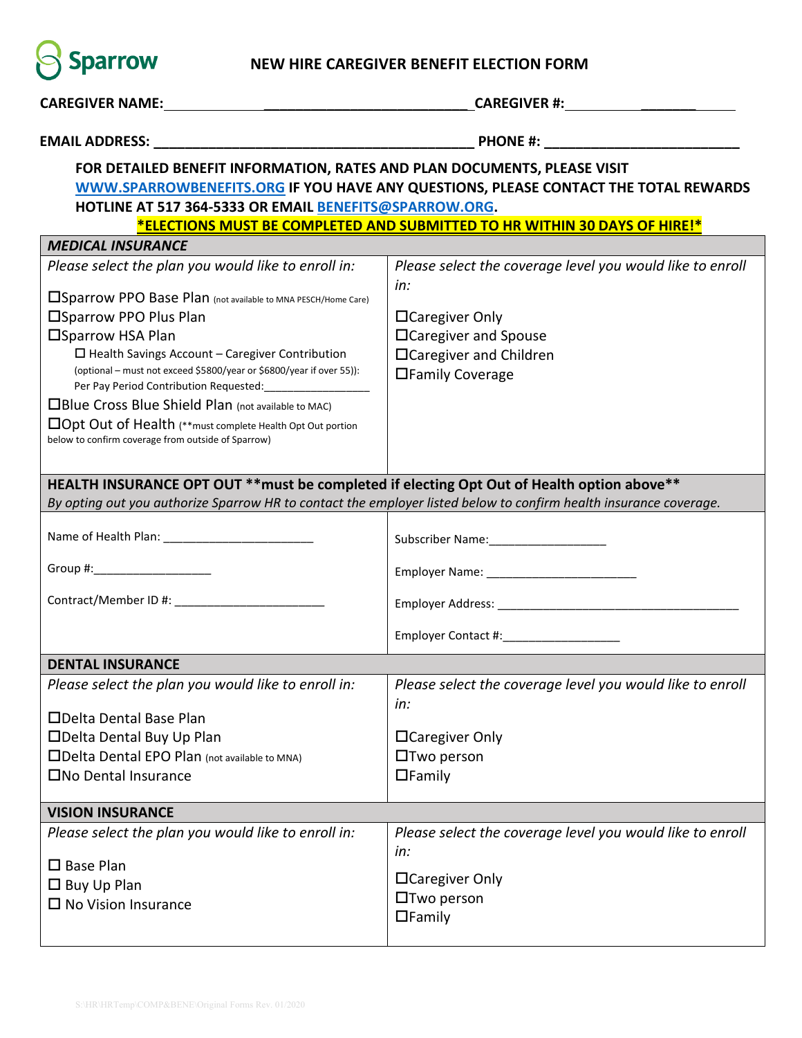# NEW HIRE CAREGIVER BENEFIT ELECTION FORM

**CAREGIVER NAME:** ___________________________ **CAREGIVER #:** _______

**EMAIL ADDRESS:** ___________________________________________ **PHONE #:** _________________________

**FOR DETAILED BENEFIT INFORMATION, RATES AND PLAN DOCUMENTS, PLEASE VISIT WWW.SPARROWBENEFITS.ORG IF YOU HAVE ANY QUESTIONS, PLEASE CONTACT THE TOTAL REWARDS HOTLINE AT 517 364-5333 OR EMAIL BENEFITS@SPARROW.ORG.**

**\*ELECTIONS MUST BE COMPLETED AND SUBMITTED TO HR WITHIN 30 DAYS OF HIRE!\***

## MEDICAL INSURANCE

| *Please select the plan you would like to enroll in:* | *Please select the coverage level you would like to enroll in:* |
|---|---|
| ☐Sparrow PPO Base Plan (not available to MNA PESCH/Home Care)<br>☐Sparrow PPO Plus Plan<br>☐Sparrow HSA Plan<br>☐ Health Savings Account – Caregiver Contribution (optional – must not exceed $5800/year or $6800/year if over 55)): Per Pay Period Contribution Requested:________________<br>☐Blue Cross Blue Shield Plan (not available to MAC)<br>☐Opt Out of Health (\*\*must complete Health Opt Out portion below to confirm coverage from outside of Sparrow) | ☐Caregiver Only<br>☐Caregiver and Spouse<br>☐Caregiver and Children<br>☐Family Coverage |

## HEALTH INSURANCE OPT OUT \*\*must be completed if electing Opt Out of Health option above\*\*

*By opting out you authorize Sparrow HR to contact the employer listed below to confirm health insurance coverage.*

| | |
|---|---|
| Name of Health Plan: _______________________ | Subscriber Name:__________________ |
| Group #:__________________ | Employer Name: ______________________ |
| Contract/Member ID #: ______________________ | Employer Address: _____________________________________ |
| | Employer Contact #:__________________ |

## DENTAL INSURANCE

| *Please select the plan you would like to enroll in:* | *Please select the coverage level you would like to enroll in:* |
|---|---|
| ☐Delta Dental Base Plan<br>☐Delta Dental Buy Up Plan<br>☐Delta Dental EPO Plan (not available to MNA)<br>☐No Dental Insurance | ☐Caregiver Only<br>☐Two person<br>☐Family |

## VISION INSURANCE

| *Please select the plan you would like to enroll in:* | *Please select the coverage level you would like to enroll in:* |
|---|---|
| ☐ Base Plan<br>☐ Buy Up Plan<br>☐ No Vision Insurance | ☐Caregiver Only<br>☐Two person<br>☐Family |

S:\HR\HRTemp\COMP&BENE\Original Forms Rev. 01/2020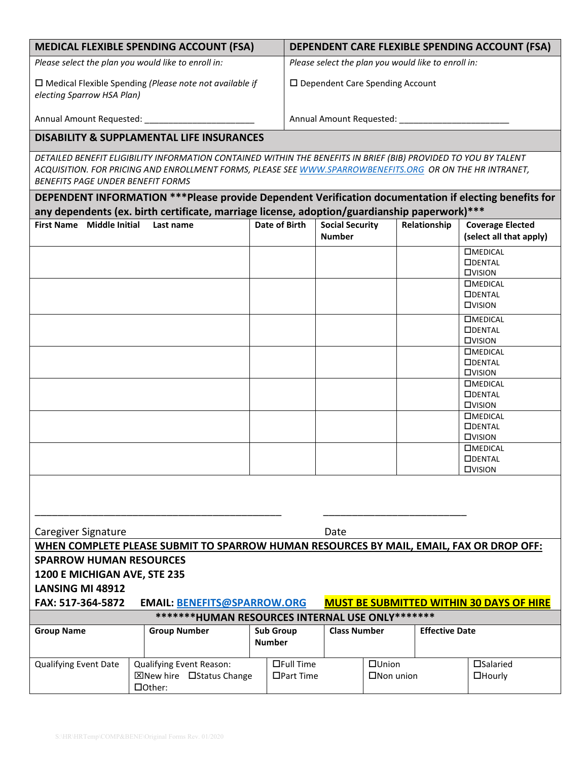| MEDICAL FLEXIBLE SPENDING ACCOUNT (FSA) | DEPENDENT CARE FLEXIBLE SPENDING ACCOUNT (FSA) |
|---|---|
| *Please select the plan you would like to enroll in:* | *Please select the plan you would like to enroll in:* |
| ☐ Medical Flexible Spending *(Please note not available if electing Sparrow HSA Plan)* | ☐ Dependent Care Spending Account |
| Annual Amount Requested: ______________________ | Annual Amount Requested: ______________________ |

## DISABILITY & SUPPLAMENTAL LIFE INSURANCES

*DETAILED BENEFIT ELIGIBILITY INFORMATION CONTAINED WITHIN THE BENEFITS IN BRIEF (BIB) PROVIDED TO YOU BY TALENT ACQUISITION. FOR PRICING AND ENROLLMENT FORMS, PLEASE SEE WWW.SPARROWBENEFITS.ORG OR ON THE HR INTRANET, BENEFITS PAGE UNDER BENEFIT FORMS*

## DEPENDENT INFORMATION ***Please provide Dependent Verification documentation if electing benefits for any dependents (ex. birth certificate, marriage license, adoption/guardianship paperwork)***

| First Name Middle Initial Last name | Date of Birth | Social Security Number | Relationship | Coverage Elected (select all that apply) |
|---|---|---|---|---|
| | | | | ☐MEDICAL ☐DENTAL ☐VISION |
| | | | | ☐MEDICAL ☐DENTAL ☐VISION |
| | | | | ☐MEDICAL ☐DENTAL ☐VISION |
| | | | | ☐MEDICAL ☐DENTAL ☐VISION |
| | | | | ☐MEDICAL ☐DENTAL ☐VISION |
| | | | | ☐MEDICAL ☐DENTAL ☐VISION |
| | | | | ☐MEDICAL ☐DENTAL ☐VISION |

_______________________________________________ ___________________________

Caregiver Signature Date

**WHEN COMPLETE PLEASE SUBMIT TO SPARROW HUMAN RESOURCES BY MAIL, EMAIL, FAX OR DROP OFF:**

**SPARROW HUMAN RESOURCES**
**1200 E MICHIGAN AVE, STE 235**
**LANSING MI 48912**
**FAX: 517-364-5872** **EMAIL: BENEFITS@SPARROW.ORG** **MUST BE SUBMITTED WITHIN 30 DAYS OF HIRE**

**\*\*\*\*\*\*\*HUMAN RESOURCES INTERNAL USE ONLY\*\*\*\*\*\*\***

| Group Name | Group Number | Sub Group Number | Class Number | Effective Date |
|---|---|---|---|---|
| | | | | |

| Qualifying Event Date | Qualifying Event Reason: ☒New hire ☐Status Change ☐Other: | ☐Full Time ☐Part Time | ☐Union ☐Non union | ☐Salaried ☐Hourly |
|---|---|---|---|---|

S:\HR\HRTemp\COMP&BENE\Original Forms Rev. 01/2020